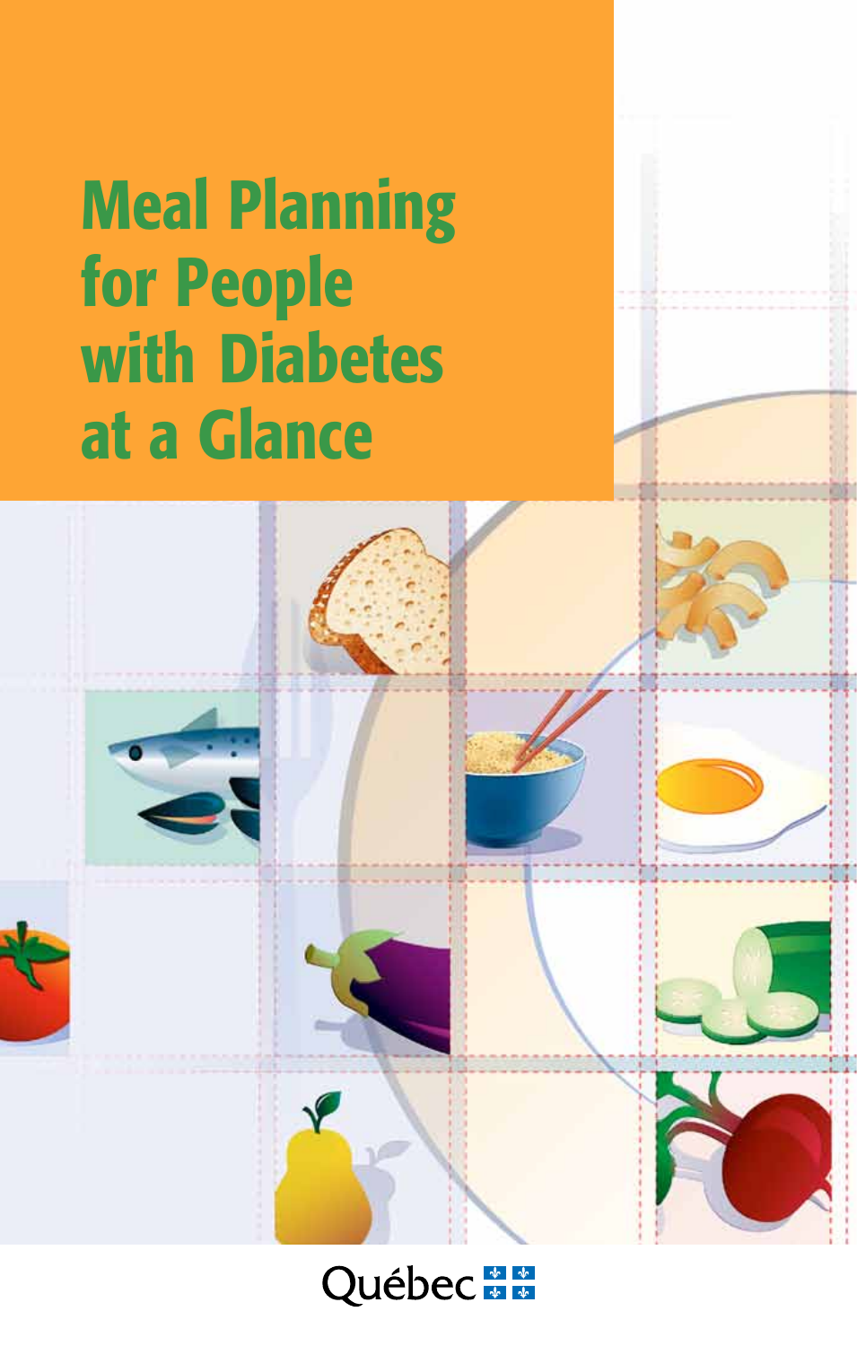# Meal Planning for People with Diabetes at a Glance

Québec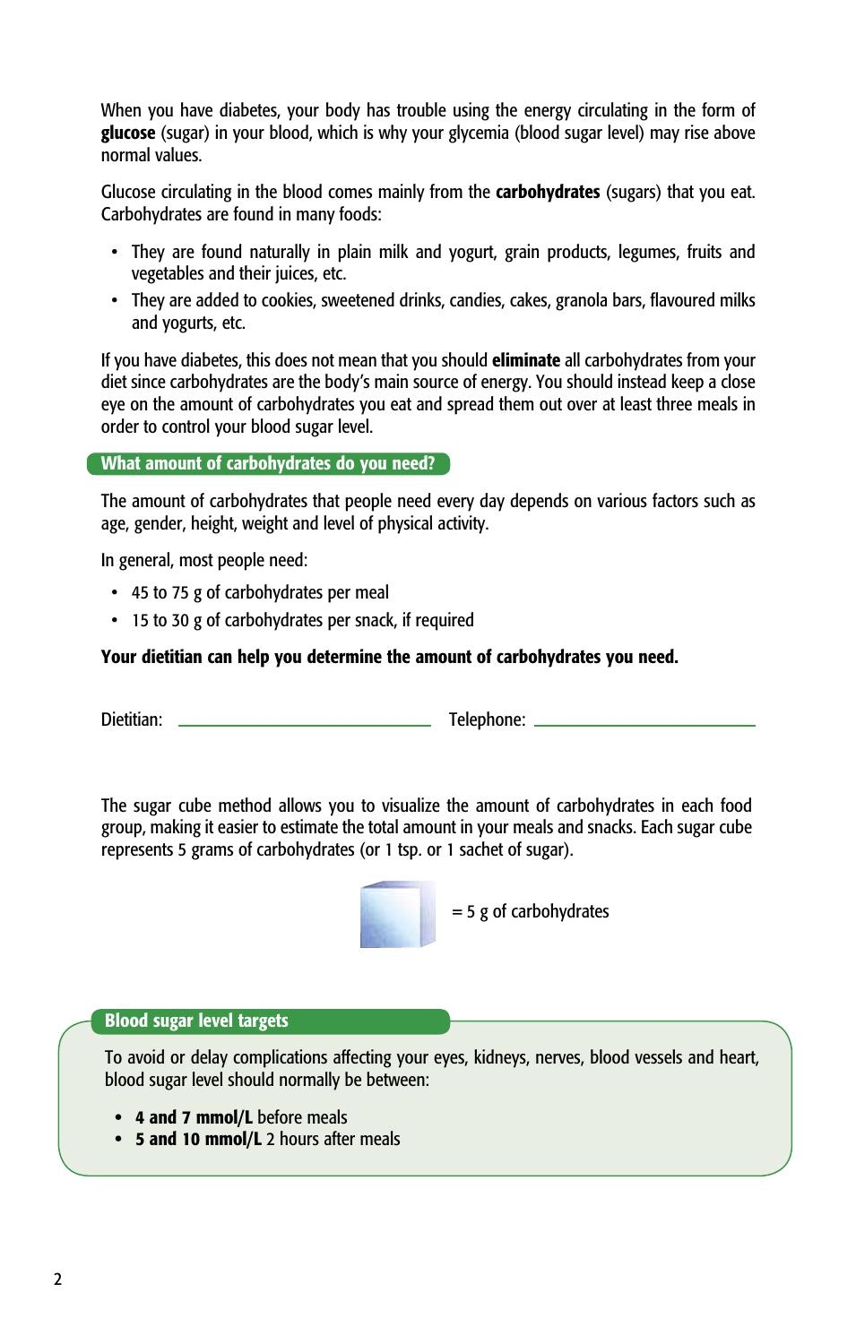When you have diabetes, your body has trouble using the energy circulating in the form of **glucose** (sugar) in your blood, which is why your glycemia (blood sugar level) may rise above normal values.

Glucose circulating in the blood comes mainly from the **carbohydrates** (sugars) that you eat. Carbohydrates are found in many foods:

- They are found naturally in plain milk and yogurt, grain products, legumes, fruits and vegetables and their juices, etc.
- They are added to cookies, sweetened drinks, candies, cakes, granola bars, flavoured milks and yogurts, etc.

If you have diabetes, this does not mean that you should **eliminate** all carbohydrates from your diet since carbohydrates are the body's main source of energy. You should instead keep a close eye on the amount of carbohydrates you eat and spread them out over at least three meals in order to control your blood sugar level.

## What amount of carbohydrates do you need?

The amount of carbohydrates that people need every day depends on various factors such as age, gender, height, weight and level of physical activity.

In general, most people need:

- 45 to 75 g of carbohydrates per meal
- 15 to 30 g of carbohydrates per snack, if required

**Your dietitian can help you determine the amount of carbohydrates you need.**

Dietitian: ______________________ Telephone: ______________________

The sugar cube method allows you to visualize the amount of carbohydrates in each food group, making it easier to estimate the total amount in your meals and snacks. Each sugar cube represents 5 grams of carbohydrates (or 1 tsp. or 1 sachet of sugar).

= 5 g of carbohydrates

## Blood sugar level targets

To avoid or delay complications affecting your eyes, kidneys, nerves, blood vessels and heart, blood sugar level should normally be between:

- **4 and 7 mmol/L** before meals
- **5 and 10 mmol/L** 2 hours after meals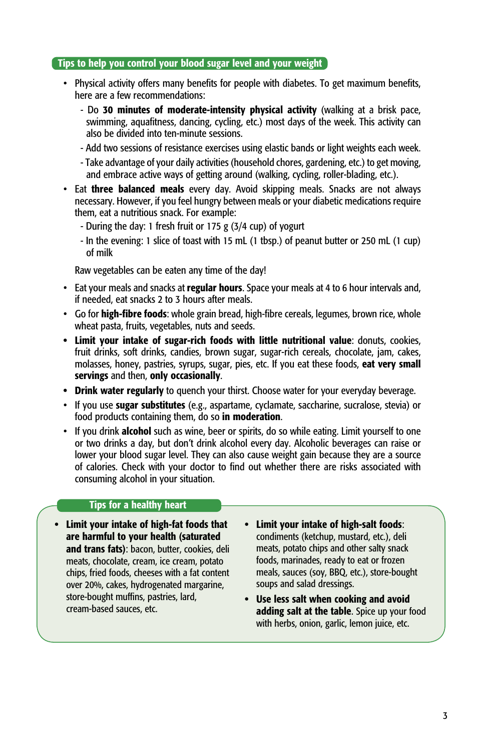## Tips to help you control your blood sugar level and your weight

- Physical activity offers many benefits for people with diabetes. To get maximum benefits, here are a few recommendations:
  - Do **30 minutes of moderate-intensity physical activity** (walking at a brisk pace, swimming, aquafitness, dancing, cycling, etc.) most days of the week. This activity can also be divided into ten-minute sessions.
  - Add two sessions of resistance exercises using elastic bands or light weights each week.
  - Take advantage of your daily activities (household chores, gardening, etc.) to get moving, and embrace active ways of getting around (walking, cycling, roller-blading, etc.).
- Eat **three balanced meals** every day. Avoid skipping meals. Snacks are not always necessary. However, if you feel hungry between meals or your diabetic medications require them, eat a nutritious snack. For example:
  - During the day: 1 fresh fruit or 175 g (3/4 cup) of yogurt
  - In the evening: 1 slice of toast with 15 mL (1 tbsp.) of peanut butter or 250 mL (1 cup) of milk

  Raw vegetables can be eaten any time of the day!
- Eat your meals and snacks at **regular hours**. Space your meals at 4 to 6 hour intervals and, if needed, eat snacks 2 to 3 hours after meals.
- Go for **high-fibre foods**: whole grain bread, high-fibre cereals, legumes, brown rice, whole wheat pasta, fruits, vegetables, nuts and seeds.
- **Limit your intake of sugar-rich foods with little nutritional value**: donuts, cookies, fruit drinks, soft drinks, candies, brown sugar, sugar-rich cereals, chocolate, jam, cakes, molasses, honey, pastries, syrups, sugar, pies, etc. If you eat these foods, **eat very small servings** and then, **only occasionally**.
- **Drink water regularly** to quench your thirst. Choose water for your everyday beverage.
- If you use **sugar substitutes** (e.g., aspartame, cyclamate, saccharine, sucralose, stevia) or food products containing them, do so **in moderation**.
- If you drink **alcohol** such as wine, beer or spirits, do so while eating. Limit yourself to one or two drinks a day, but don't drink alcohol every day. Alcoholic beverages can raise or lower your blood sugar level. They can also cause weight gain because they are a source of calories. Check with your doctor to find out whether there are risks associated with consuming alcohol in your situation.

## Tips for a healthy heart

- **Limit your intake of high-fat foods that are harmful to your health (saturated and trans fats)**: bacon, butter, cookies, deli meats, chocolate, cream, ice cream, potato chips, fried foods, cheeses with a fat content over 20%, cakes, hydrogenated margarine, store-bought muffins, pastries, lard, cream-based sauces, etc.
- **Limit your intake of high-salt foods**: condiments (ketchup, mustard, etc.), deli meats, potato chips and other salty snack foods, marinades, ready to eat or frozen meals, sauces (soy, BBQ, etc.), store-bought soups and salad dressings.
- **Use less salt when cooking and avoid adding salt at the table**. Spice up your food with herbs, onion, garlic, lemon juice, etc.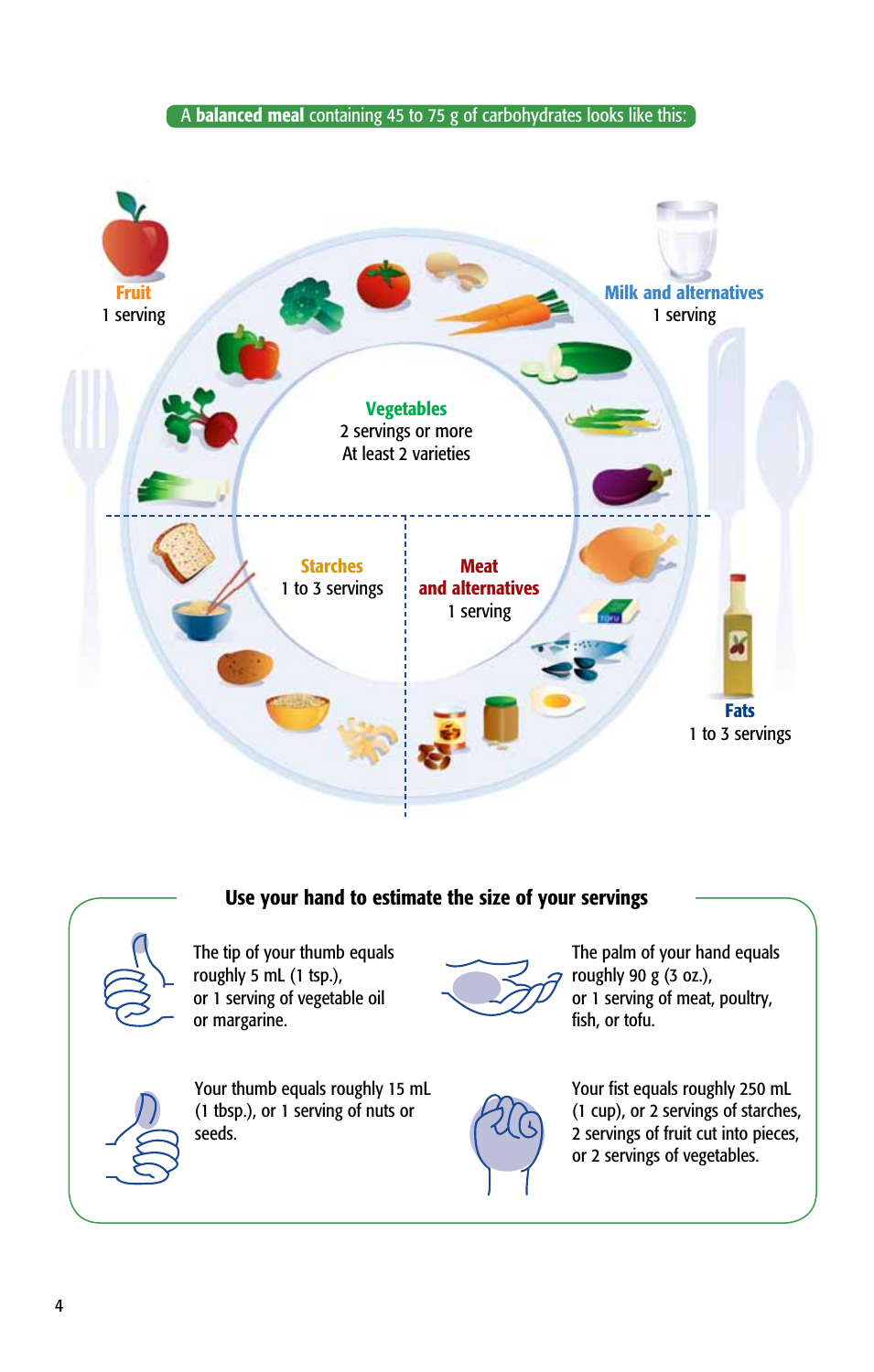A **balanced meal** containing 45 to 75 g of carbohydrates looks like this:

**Fruit**
1 serving

**Milk and alternatives**
1 serving

**Vegetables**
2 servings or more
At least 2 varieties

**Starches**
1 to 3 servings

**Meat and alternatives**
1 serving

**Fats**
1 to 3 servings

## Use your hand to estimate the size of your servings

The tip of your thumb equals roughly 5 mL (1 tsp.), or 1 serving of vegetable oil or margarine.

The palm of your hand equals roughly 90 g (3 oz.), or 1 serving of meat, poultry, fish, or tofu.

Your thumb equals roughly 15 mL (1 tbsp.), or 1 serving of nuts or seeds.

Your fist equals roughly 250 mL (1 cup), or 2 servings of starches, 2 servings of fruit cut into pieces, or 2 servings of vegetables.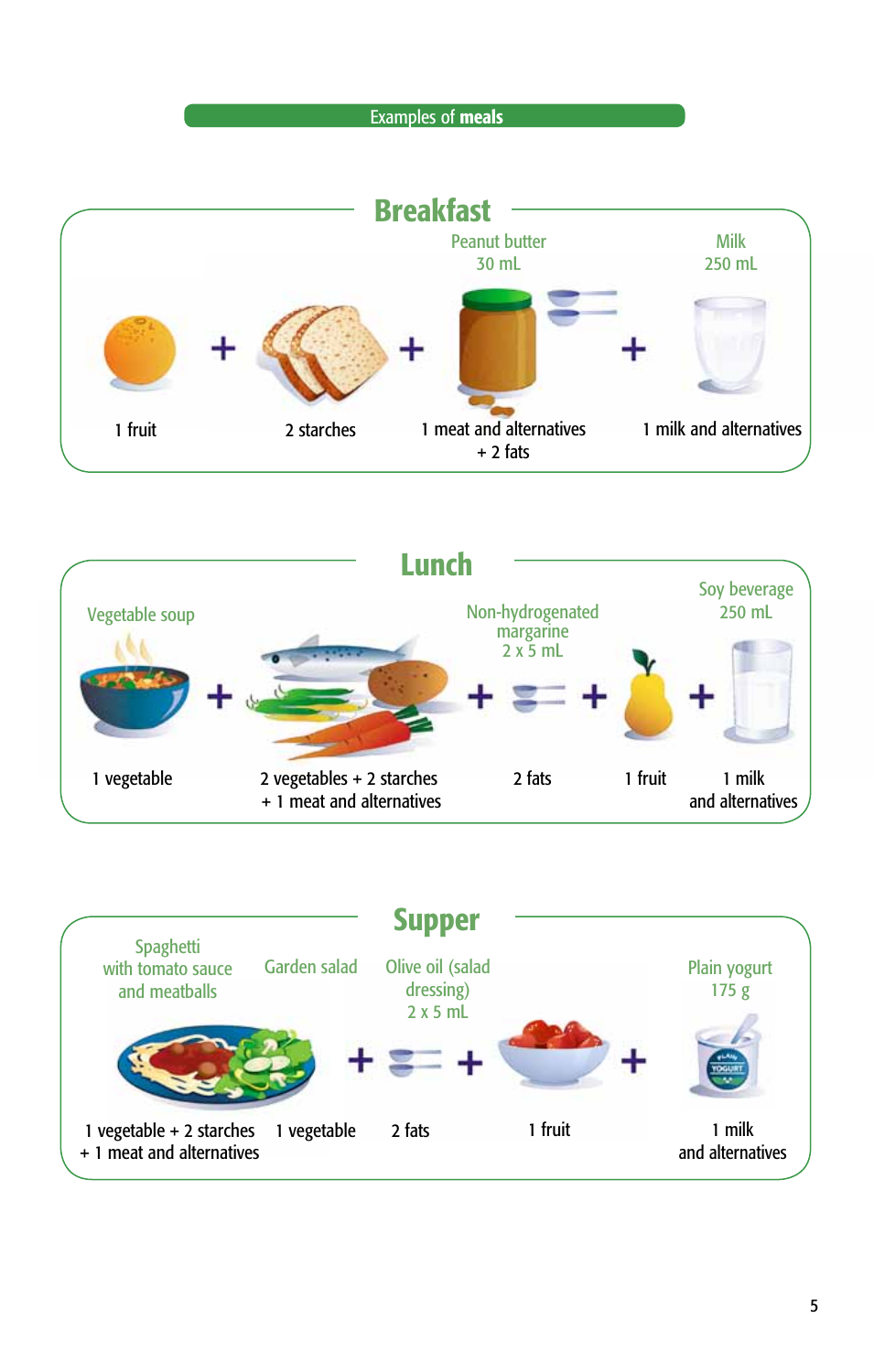## Examples of **meals**

### Breakfast

| 1 fruit | + | 2 starches | + | Peanut butter 30 mL | + | Milk 250 mL |
|---|---|---|---|---|---|---|
| | | | | 1 meat and alternatives + 2 fats | | 1 milk and alternatives |

### Lunch

| Vegetable soup | + | | + | Non-hydrogenated margarine 2 x 5 mL | + | | + | Soy beverage 250 mL |
|---|---|---|---|---|---|---|---|---|
| 1 vegetable | | 2 vegetables + 2 starches + 1 meat and alternatives | | 2 fats | | 1 fruit | | 1 milk and alternatives |

### Supper

| Spaghetti with tomato sauce and meatballs | Garden salad | + | Olive oil (salad dressing) 2 x 5 mL | + | | + | Plain yogurt 175 g |
|---|---|---|---|---|---|---|---|
| 1 vegetable + 2 starches + 1 meat and alternatives | 1 vegetable | | 2 fats | | 1 fruit | | 1 milk and alternatives |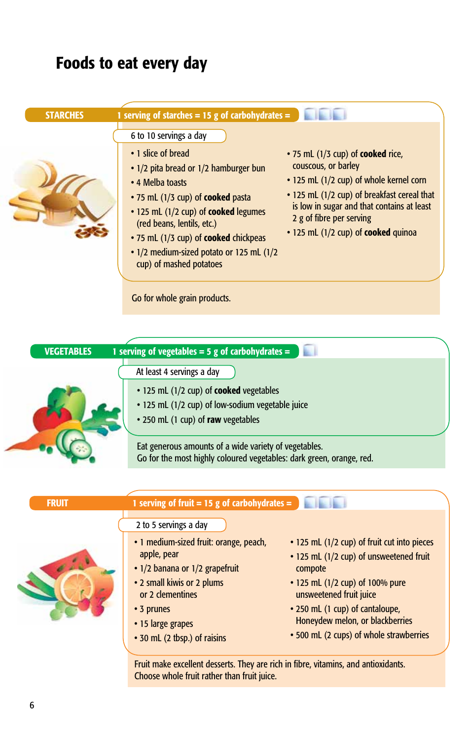# Foods to eat every day

## STARCHES

**1 serving of starches = 15 g of carbohydrates =**

6 to 10 servings a day

- 1 slice of bread
- 1/2 pita bread or 1/2 hamburger bun
- 4 Melba toasts
- 75 mL (1/3 cup) of **cooked** pasta
- 125 mL (1/2 cup) of **cooked** legumes (red beans, lentils, etc.)
- 75 mL (1/3 cup) of **cooked** chickpeas
- 1/2 medium-sized potato or 125 mL (1/2 cup) of mashed potatoes
- 75 mL (1/3 cup) of **cooked** rice, couscous, or barley
- 125 mL (1/2 cup) of whole kernel corn
- 125 mL (1/2 cup) of breakfast cereal that is low in sugar and that contains at least 2 g of fibre per serving
- 125 mL (1/2 cup) of **cooked** quinoa

Go for whole grain products.

## VEGETABLES

**1 serving of vegetables = 5 g of carbohydrates =**

At least 4 servings a day

- 125 mL (1/2 cup) of **cooked** vegetables
- 125 mL (1/2 cup) of low-sodium vegetable juice
- 250 mL (1 cup) of **raw** vegetables

Eat generous amounts of a wide variety of vegetables.
Go for the most highly coloured vegetables: dark green, orange, red.

## FRUIT

**1 serving of fruit = 15 g of carbohydrates =**

2 to 5 servings a day

- 1 medium-sized fruit: orange, peach, apple, pear
- 1/2 banana or 1/2 grapefruit
- 2 small kiwis or 2 plums or 2 clementines
- 3 prunes
- 15 large grapes
- 30 mL (2 tbsp.) of raisins
- 125 mL (1/2 cup) of fruit cut into pieces
- 125 mL (1/2 cup) of unsweetened fruit compote
- 125 mL (1/2 cup) of 100% pure unsweetened fruit juice
- 250 mL (1 cup) of cantaloupe, Honeydew melon, or blackberries
- 500 mL (2 cups) of whole strawberries

Fruit make excellent desserts. They are rich in fibre, vitamins, and antioxidants.
Choose whole fruit rather than fruit juice.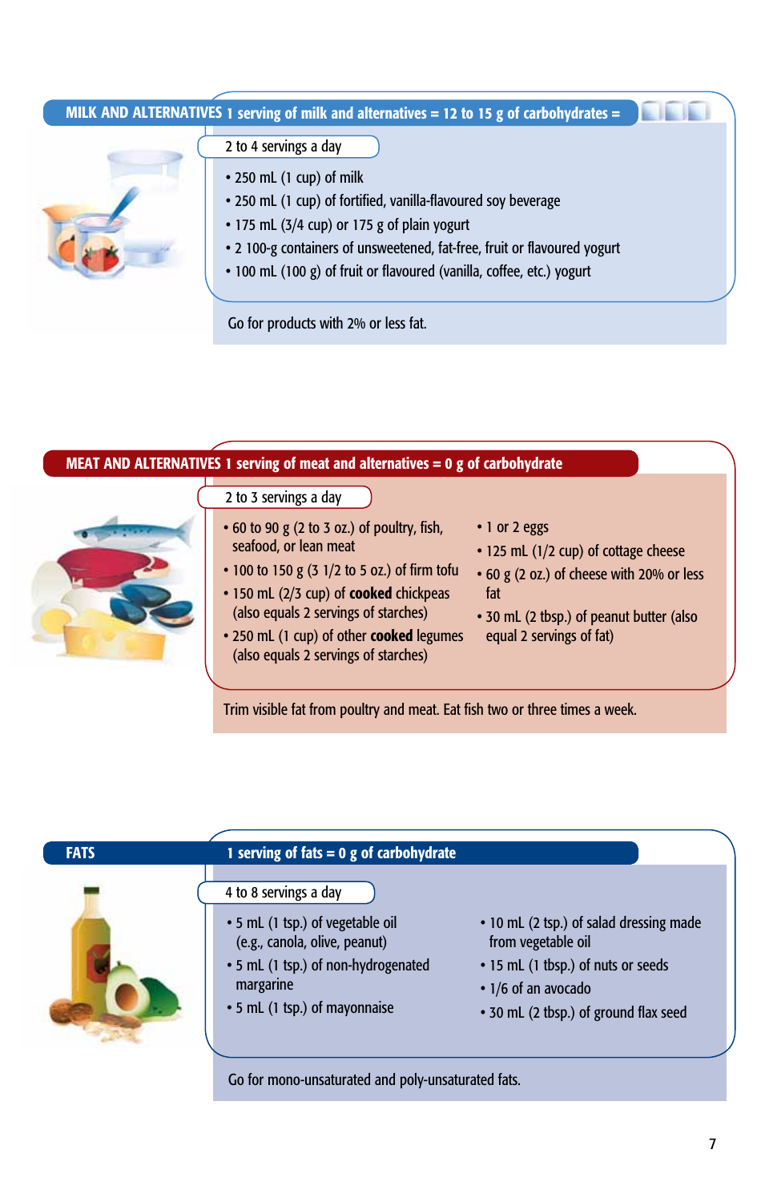## MILK AND ALTERNATIVES

**1 serving of milk and alternatives = 12 to 15 g of carbohydrates =**

2 to 4 servings a day

- 250 mL (1 cup) of milk
- 250 mL (1 cup) of fortified, vanilla-flavoured soy beverage
- 175 mL (3/4 cup) or 175 g of plain yogurt
- 2 100-g containers of unsweetened, fat-free, fruit or flavoured yogurt
- 100 mL (100 g) of fruit or flavoured (vanilla, coffee, etc.) yogurt

Go for products with 2% or less fat.

## MEAT AND ALTERNATIVES

**1 serving of meat and alternatives = 0 g of carbohydrate**

2 to 3 servings a day

- 60 to 90 g (2 to 3 oz.) of poultry, fish, seafood, or lean meat
- 100 to 150 g (3 1/2 to 5 oz.) of firm tofu
- 150 mL (2/3 cup) of **cooked** chickpeas (also equals 2 servings of starches)
- 250 mL (1 cup) of other **cooked** legumes (also equals 2 servings of starches)
- 1 or 2 eggs
- 125 mL (1/2 cup) of cottage cheese
- 60 g (2 oz.) of cheese with 20% or less fat
- 30 mL (2 tbsp.) of peanut butter (also equal 2 servings of fat)

Trim visible fat from poultry and meat. Eat fish two or three times a week.

## FATS

**1 serving of fats = 0 g of carbohydrate**

4 to 8 servings a day

- 5 mL (1 tsp.) of vegetable oil (e.g., canola, olive, peanut)
- 5 mL (1 tsp.) of non-hydrogenated margarine
- 5 mL (1 tsp.) of mayonnaise
- 10 mL (2 tsp.) of salad dressing made from vegetable oil
- 15 mL (1 tbsp.) of nuts or seeds
- 1/6 of an avocado
- 30 mL (2 tbsp.) of ground flax seed

Go for mono-unsaturated and poly-unsaturated fats.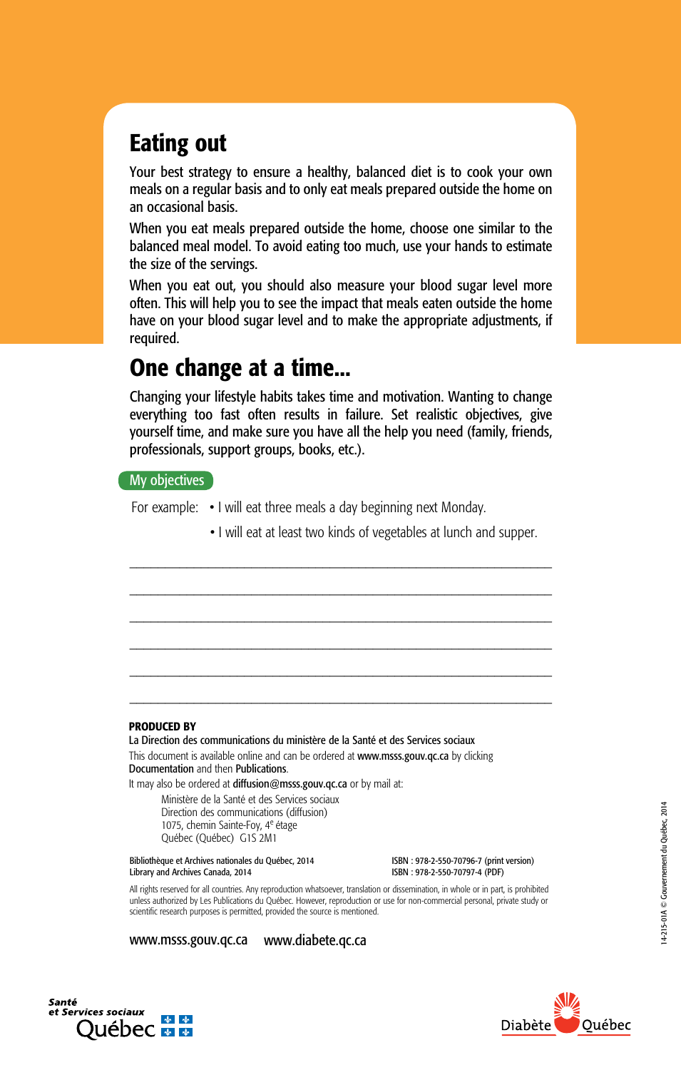## Eating out

Your best strategy to ensure a healthy, balanced diet is to cook your own meals on a regular basis and to only eat meals prepared outside the home on an occasional basis.

When you eat meals prepared outside the home, choose one similar to the balanced meal model. To avoid eating too much, use your hands to estimate the size of the servings.

When you eat out, you should also measure your blood sugar level more often. This will help you to see the impact that meals eaten outside the home have on your blood sugar level and to make the appropriate adjustments, if required.

## One change at a time...

Changing your lifestyle habits takes time and motivation. Wanting to change everything too fast often results in failure. Set realistic objectives, give yourself time, and make sure you have all the help you need (family, friends, professionals, support groups, books, etc.).

### My objectives

For example:
- I will eat three meals a day beginning next Monday.
- I will eat at least two kinds of vegetables at lunch and supper.

______________________________________________________________________

______________________________________________________________________

______________________________________________________________________

______________________________________________________________________

______________________________________________________________________

______________________________________________________________________

**PRODUCED BY**

La Direction des communications du ministère de la Santé et des Services sociaux

This document is available online and can be ordered at **www.msss.gouv.qc.ca** by clicking **Documentation** and then **Publications**.

It may also be ordered at **diffusion@msss.gouv.qc.ca** or by mail at:

Ministère de la Santé et des Services sociaux
Direction des communications (diffusion)
1075, chemin Sainte-Foy, 4e étage
Québec (Québec) G1S 2M1

Bibliothèque et Archives nationales du Québec, 2014
Library and Archives Canada, 2014

ISBN : 978-2-550-70796-7 (print version)
ISBN : 978-2-550-70797-4 (PDF)

All rights reserved for all countries. Any reproduction whatsoever, translation or dissemination, in whole or in part, is prohibited unless authorized by Les Publications du Québec. However, reproduction or use for non-commercial personal, private study or scientific research purposes is permitted, provided the source is mentioned.

www.msss.gouv.qc.ca www.diabete.qc.ca

14-215-01A © Gouvernement du Québec, 2014

Santé et Services sociaux Québec

Diabète Québec